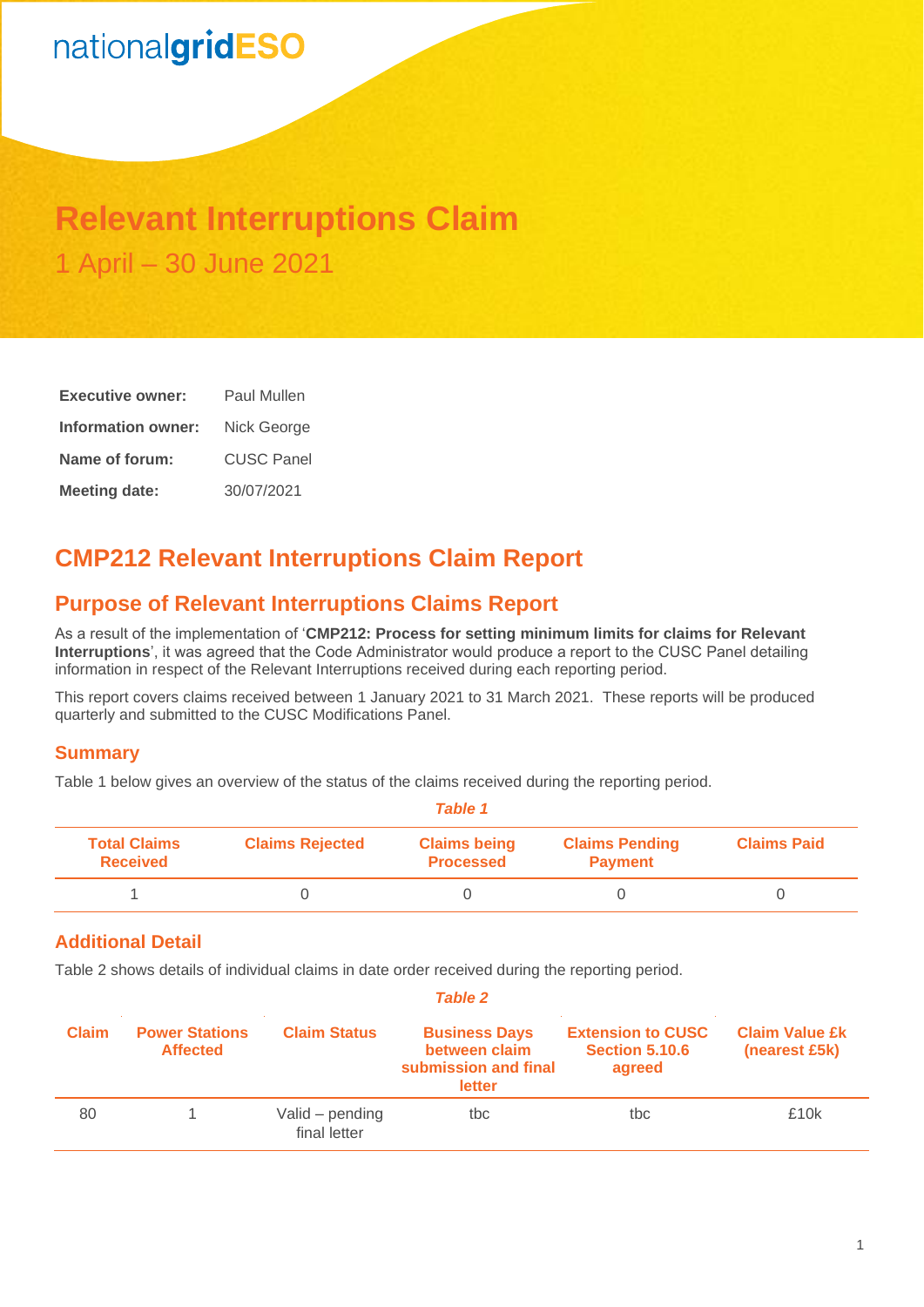nationalgridESO

# Relevant Interruptions Claim

1 April – 30 June 2021

| | |
|---|---|
| **Executive owner:** | Paul Mullen |
| **Information owner:** | Nick George |
| **Name of forum:** | CUSC Panel |
| **Meeting date:** | 30/07/2021 |

## CMP212 Relevant Interruptions Claim Report

## Purpose of Relevant Interruptions Claims Report

As a result of the implementation of '**CMP212: Process for setting minimum limits for claims for Relevant Interruptions**', it was agreed that the Code Administrator would produce a report to the CUSC Panel detailing information in respect of the Relevant Interruptions received during each reporting period.

This report covers claims received between 1 January 2021 to 31 March 2021. These reports will be produced quarterly and submitted to the CUSC Modifications Panel.

### Summary

Table 1 below gives an overview of the status of the claims received during the reporting period.

*Table 1*

| Total Claims Received | Claims Rejected | Claims being Processed | Claims Pending Payment | Claims Paid |
|---|---|---|---|---|
| 1 | 0 | 0 | 0 | 0 |

### Additional Detail

Table 2 shows details of individual claims in date order received during the reporting period.

*Table 2*

| Claim | Power Stations Affected | Claim Status | Business Days between claim submission and final letter | Extension to CUSC Section 5.10.6 agreed | Claim Value £k (nearest £5k) |
|---|---|---|---|---|---|
| 80 | 1 | Valid – pending final letter | tbc | tbc | £10k |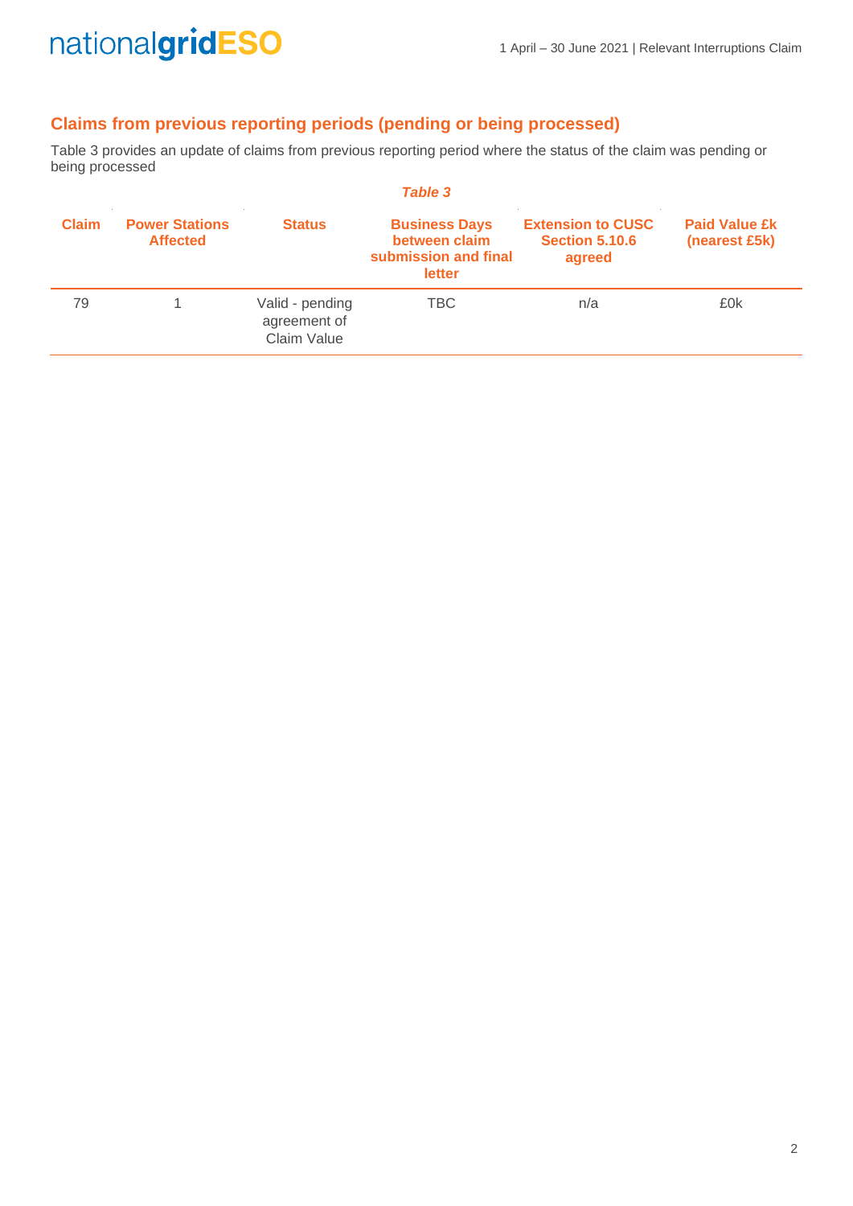## Claims from previous reporting periods (pending or being processed)

Table 3 provides an update of claims from previous reporting period where the status of the claim was pending or being processed

*Table 3*

| Claim | Power Stations Affected | Status | Business Days between claim submission and final letter | Extension to CUSC Section 5.10.6 agreed | Paid Value £k (nearest £5k) |
|---|---|---|---|---|---|
| 79 | 1 | Valid - pending agreement of Claim Value | TBC | n/a | £0k |